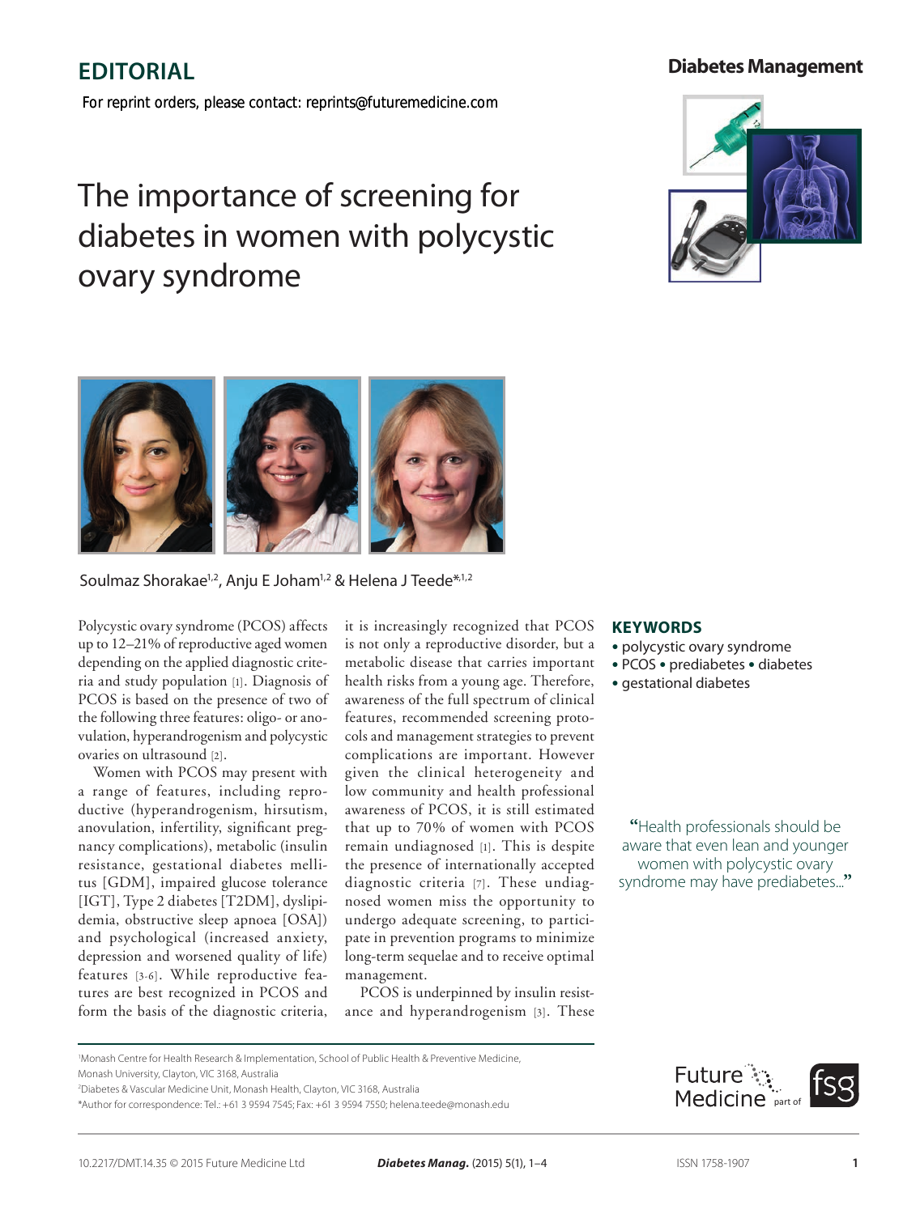EDITORIAL

For reprint orders, please contact: reprints@futuremedicine.com

# The importance of screening for diabetes in women with polycystic ovary syndrome

Soulmaz Shorakae[1,2], Anju E Joham[1,2] & Helena J Teede*[1,2]

Polycystic ovary syndrome (PCOS) affects up to 12–21% of reproductive aged women depending on the applied diagnostic criteria and study population [1]. Diagnosis of PCOS is based on the presence of two of the following three features: oligo- or anovulation, hyperandrogenism and polycystic ovaries on ultrasound [2].

Women with PCOS may present with a range of features, including reproductive (hyperandrogenism, hirsutism, anovulation, infertility, significant pregnancy complications), metabolic (insulin resistance, gestational diabetes mellitus [GDM], impaired glucose tolerance [IGT], Type 2 diabetes [T2DM], dyslipidemia, obstructive sleep apnoea [OSA]) and psychological (increased anxiety, depression and worsened quality of life) features [3-6]. While reproductive features are best recognized in PCOS and form the basis of the diagnostic criteria, it is increasingly recognized that PCOS is not only a reproductive disorder, but a metabolic disease that carries important health risks from a young age. Therefore, awareness of the full spectrum of clinical features, recommended screening protocols and management strategies to prevent complications are important. However given the clinical heterogeneity and low community and health professional awareness of PCOS, it is still estimated that up to 70% of women with PCOS remain undiagnosed [1]. This is despite the presence of internationally accepted diagnostic criteria [7]. These undiagnosed women miss the opportunity to undergo adequate screening, to participate in prevention programs to minimize long-term sequelae and to receive optimal management.

PCOS is underpinned by insulin resistance and hyperandrogenism [3]. These

**KEYWORDS**

- polycystic ovary syndrome
- PCOS • prediabetes • diabetes
- gestational diabetes

"Health professionals should be aware that even lean and younger women with polycystic ovary syndrome may have prediabetes..."

[1]Monash Centre for Health Research & Implementation, School of Public Health & Preventive Medicine, Monash University, Clayton, VIC 3168, Australia
[2]Diabetes & Vascular Medicine Unit, Monash Health, Clayton, VIC 3168, Australia
*Author for correspondence: Tel.: +61 3 9594 7545; Fax: +61 3 9594 7550; helena.teede@monash.edu

10.2217/DMT.14.35 © 2015 Future Medicine Ltd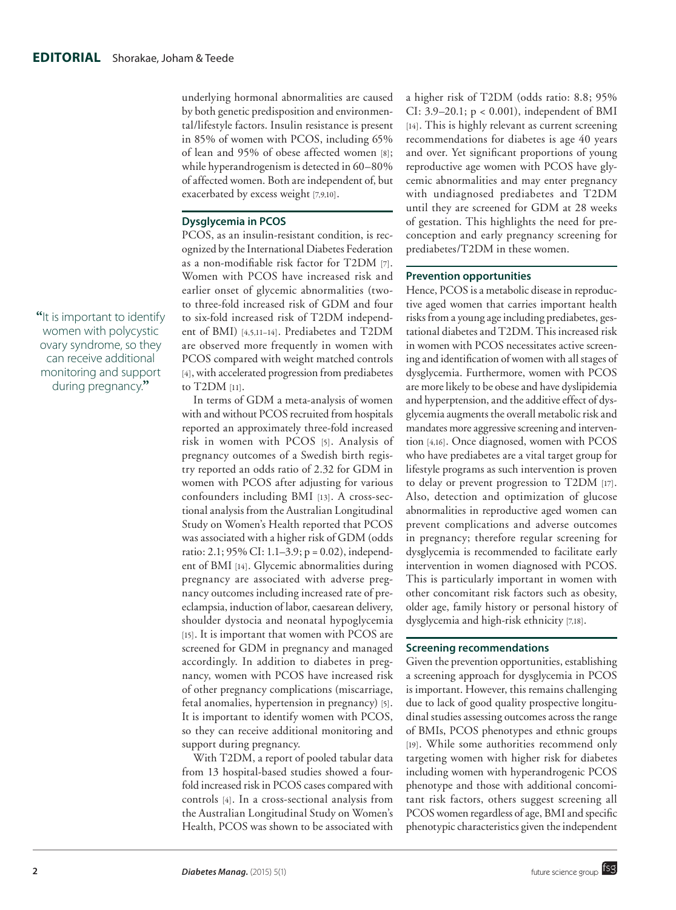underlying hormonal abnormalities are caused by both genetic predisposition and environmental/lifestyle factors. Insulin resistance is present in 85% of women with PCOS, including 65% of lean and 95% of obese affected women [8]; while hyperandrogenism is detected in 60–80% of affected women. Both are independent of, but exacerbated by excess weight [7,9,10].

### Dysglycemia in PCOS

PCOS, as an insulin-resistant condition, is recognized by the International Diabetes Federation as a non-modifiable risk factor for T2DM [7]. Women with PCOS have increased risk and earlier onset of glycemic abnormalities (two- to three-fold increased risk of GDM and four to six-fold increased risk of T2DM independent of BMI) [4,5,11–14]. Prediabetes and T2DM are observed more frequently in women with PCOS compared with weight matched controls [4], with accelerated progression from prediabetes to T2DM [11].

In terms of GDM a meta-analysis of women with and without PCOS recruited from hospitals reported an approximately three-fold increased risk in women with PCOS [5]. Analysis of pregnancy outcomes of a Swedish birth registry reported an odds ratio of 2.32 for GDM in women with PCOS after adjusting for various confounders including BMI [13]. A cross-sectional analysis from the Australian Longitudinal Study on Women's Health reported that PCOS was associated with a higher risk of GDM (odds ratio: 2.1; 95% CI: 1.1–3.9; $p = 0.02$), independent of BMI [14]. Glycemic abnormalities during pregnancy are associated with adverse pregnancy outcomes including increased rate of pre-eclampsia, induction of labor, caesarean delivery, shoulder dystocia and neonatal hypoglycemia [15]. It is important that women with PCOS are screened for GDM in pregnancy and managed accordingly. In addition to diabetes in pregnancy, women with PCOS have increased risk of other pregnancy complications (miscarriage, fetal anomalies, hypertension in pregnancy) [5]. It is important to identify women with PCOS, so they can receive additional monitoring and support during pregnancy.

> "It is important to identify women with polycystic ovary syndrome, so they can receive additional monitoring and support during pregnancy."

With T2DM, a report of pooled tabular data from 13 hospital-based studies showed a four-fold increased risk in PCOS cases compared with controls [4]. In a cross-sectional analysis from the Australian Longitudinal Study on Women's Health, PCOS was shown to be associated with a higher risk of T2DM (odds ratio: 8.8; 95% CI: 3.9–20.1; $p < 0.001$), independent of BMI [14]. This is highly relevant as current screening recommendations for diabetes is age 40 years and over. Yet significant proportions of young reproductive age women with PCOS have glycemic abnormalities and may enter pregnancy with undiagnosed prediabetes and T2DM until they are screened for GDM at 28 weeks of gestation. This highlights the need for preconception and early pregnancy screening for prediabetes/T2DM in these women.

### Prevention opportunities

Hence, PCOS is a metabolic disease in reproductive aged women that carries important health risks from a young age including prediabetes, gestational diabetes and T2DM. This increased risk in women with PCOS necessitates active screening and identification of women with all stages of dysglycemia. Furthermore, women with PCOS are more likely to be obese and have dyslipidemia and hyperptension, and the additive effect of dysglycemia augments the overall metabolic risk and mandates more aggressive screening and intervention [4,16]. Once diagnosed, women with PCOS who have prediabetes are a vital target group for lifestyle programs as such intervention is proven to delay or prevent progression to T2DM [17]. Also, detection and optimization of glucose abnormalities in reproductive aged women can prevent complications and adverse outcomes in pregnancy; therefore regular screening for dysglycemia is recommended to facilitate early intervention in women diagnosed with PCOS. This is particularly important in women with other concomitant risk factors such as obesity, older age, family history or personal history of dysglycemia and high-risk ethnicity [7,18].

### Screening recommendations

Given the prevention opportunities, establishing a screening approach for dysglycemia in PCOS is important. However, this remains challenging due to lack of good quality prospective longitudinal studies assessing outcomes across the range of BMIs, PCOS phenotypes and ethnic groups [19]. While some authorities recommend only targeting women with higher risk for diabetes including women with hyperandrogenic PCOS phenotype and those with additional concomitant risk factors, others suggest screening all PCOS women regardless of age, BMI and specific phenotypic characteristics given the independent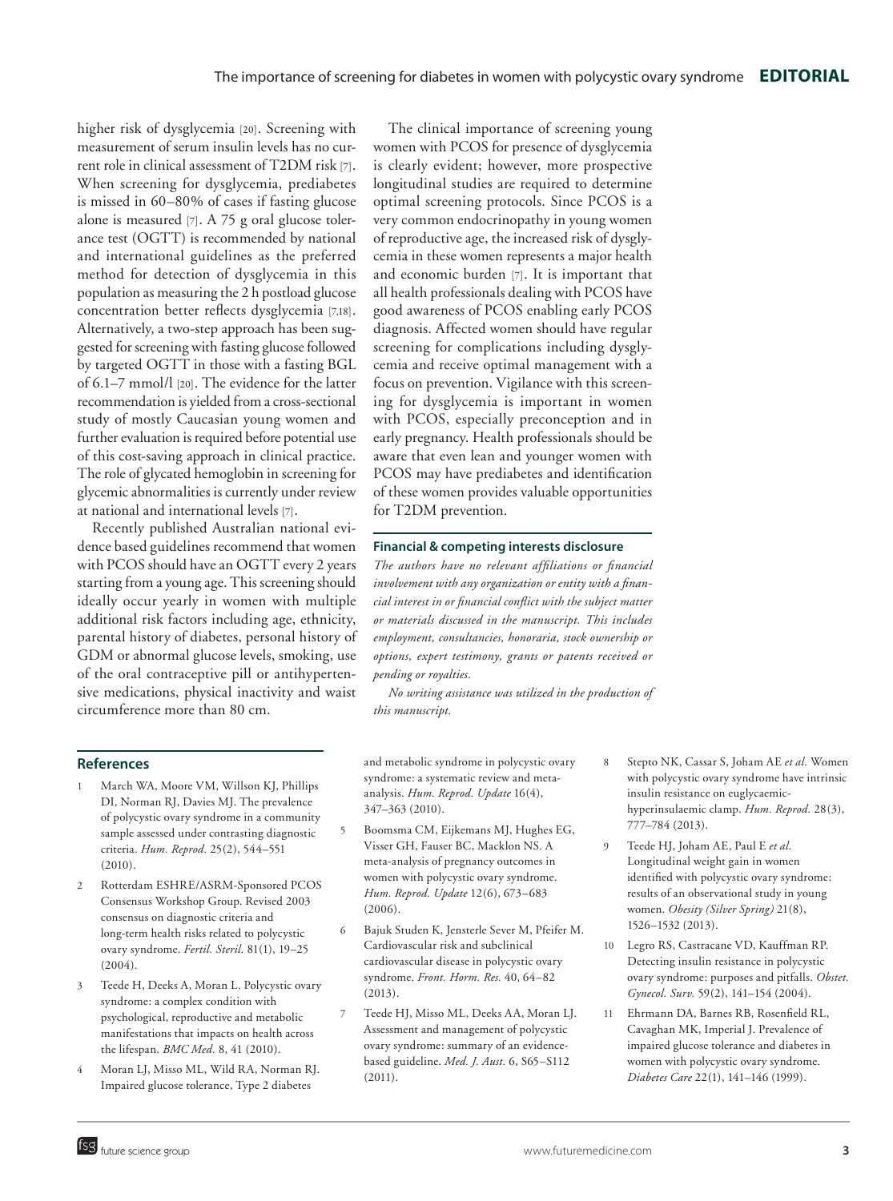higher risk of dysglycemia [20]. Screening with measurement of serum insulin levels has no current role in clinical assessment of T2DM risk [7]. When screening for dysglycemia, prediabetes is missed in 60–80% of cases if fasting glucose alone is measured [7]. A 75 g oral glucose tolerance test (OGTT) is recommended by national and international guidelines as the preferred method for detection of dysglycemia in this population as measuring the 2 h postload glucose concentration better reflects dysglycemia [7,18]. Alternatively, a two-step approach has been suggested for screening with fasting glucose followed by targeted OGTT in those with a fasting BGL of 6.1–7 mmol/l [20]. The evidence for the latter recommendation is yielded from a cross-sectional study of mostly Caucasian young women and further evaluation is required before potential use of this cost-saving approach in clinical practice. The role of glycated hemoglobin in screening for glycemic abnormalities is currently under review at national and international levels [7].

Recently published Australian national evidence based guidelines recommend that women with PCOS should have an OGTT every 2 years starting from a young age. This screening should ideally occur yearly in women with multiple additional risk factors including age, ethnicity, parental history of diabetes, personal history of GDM or abnormal glucose levels, smoking, use of the oral contraceptive pill or antihypertensive medications, physical inactivity and waist circumference more than 80 cm.

The clinical importance of screening young women with PCOS for presence of dysglycemia is clearly evident; however, more prospective longitudinal studies are required to determine optimal screening protocols. Since PCOS is a very common endocrinopathy in young women of reproductive age, the increased risk of dysglycemia in these women represents a major health and economic burden [7]. It is important that all health professionals dealing with PCOS have good awareness of PCOS enabling early PCOS diagnosis. Affected women should have regular screening for complications including dysglycemia and receive optimal management with a focus on prevention. Vigilance with this screening for dysglycemia is important in women with PCOS, especially preconception and in early pregnancy. Health professionals should be aware that even lean and younger women with PCOS may have prediabetes and identification of these women provides valuable opportunities for T2DM prevention.

#### Financial & competing interests disclosure

*The authors have no relevant affiliations or financial involvement with any organization or entity with a financial interest in or financial conflict with the subject matter or materials discussed in the manuscript. This includes employment, consultancies, honoraria, stock ownership or options, expert testimony, grants or patents received or pending or royalties.*

*No writing assistance was utilized in the production of this manuscript.*

## References

1. March WA, Moore VM, Willson KJ, Phillips DI, Norman RJ, Davies MJ. The prevalence of polycystic ovary syndrome in a community sample assessed under contrasting diagnostic criteria. *Hum. Reprod.* 25(2), 544–551 (2010).
2. Rotterdam ESHRE/ASRM-Sponsored PCOS Consensus Workshop Group. Revised 2003 consensus on diagnostic criteria and long-term health risks related to polycystic ovary syndrome. *Fertil. Steril.* 81(1), 19–25 (2004).
3. Teede H, Deeks A, Moran L. Polycystic ovary syndrome: a complex condition with psychological, reproductive and metabolic manifestations that impacts on health across the lifespan. *BMC Med.* 8, 41 (2010).
4. Moran LJ, Misso ML, Wild RA, Norman RJ. Impaired glucose tolerance, Type 2 diabetes and metabolic syndrome in polycystic ovary syndrome: a systematic review and meta-analysis. *Hum. Reprod. Update* 16(4), 347–363 (2010).
5. Boomsma CM, Eijkemans MJ, Hughes EG, Visser GH, Fauser BC, Macklon NS. A meta-analysis of pregnancy outcomes in women with polycystic ovary syndrome. *Hum. Reprod. Update* 12(6), 673–683 (2006).
6. Bajuk Studen K, Jensterle Sever M, Pfeifer M. Cardiovascular risk and subclinical cardiovascular disease in polycystic ovary syndrome. *Front. Horm. Res.* 40, 64–82 (2013).
7. Teede HJ, Misso ML, Deeks AA, Moran LJ. Assessment and management of polycystic ovary syndrome: summary of an evidence-based guideline. *Med. J. Aust.* 6, S65–S112 (2011).
8. Stepto NK, Cassar S, Joham AE *et al.* Women with polycystic ovary syndrome have intrinsic insulin resistance on euglycaemic-hyperinsulaemic clamp. *Hum. Reprod.* 28(3), 777–784 (2013).
9. Teede HJ, Joham AE, Paul E *et al.* Longitudinal weight gain in women identified with polycystic ovary syndrome: results of an observational study in young women. *Obesity (Silver Spring)* 21(8), 1526–1532 (2013).
10. Legro RS, Castracane VD, Kauffman RP. Detecting insulin resistance in polycystic ovary syndrome: purposes and pitfalls. *Obstet. Gynecol. Surv.* 59(2), 141–154 (2004).
11. Ehrmann DA, Barnes RB, Rosenfield RL, Cavaghan MK, Imperial J. Prevalence of impaired glucose tolerance and diabetes in women with polycystic ovary syndrome. *Diabetes Care* 22(1), 141–146 (1999).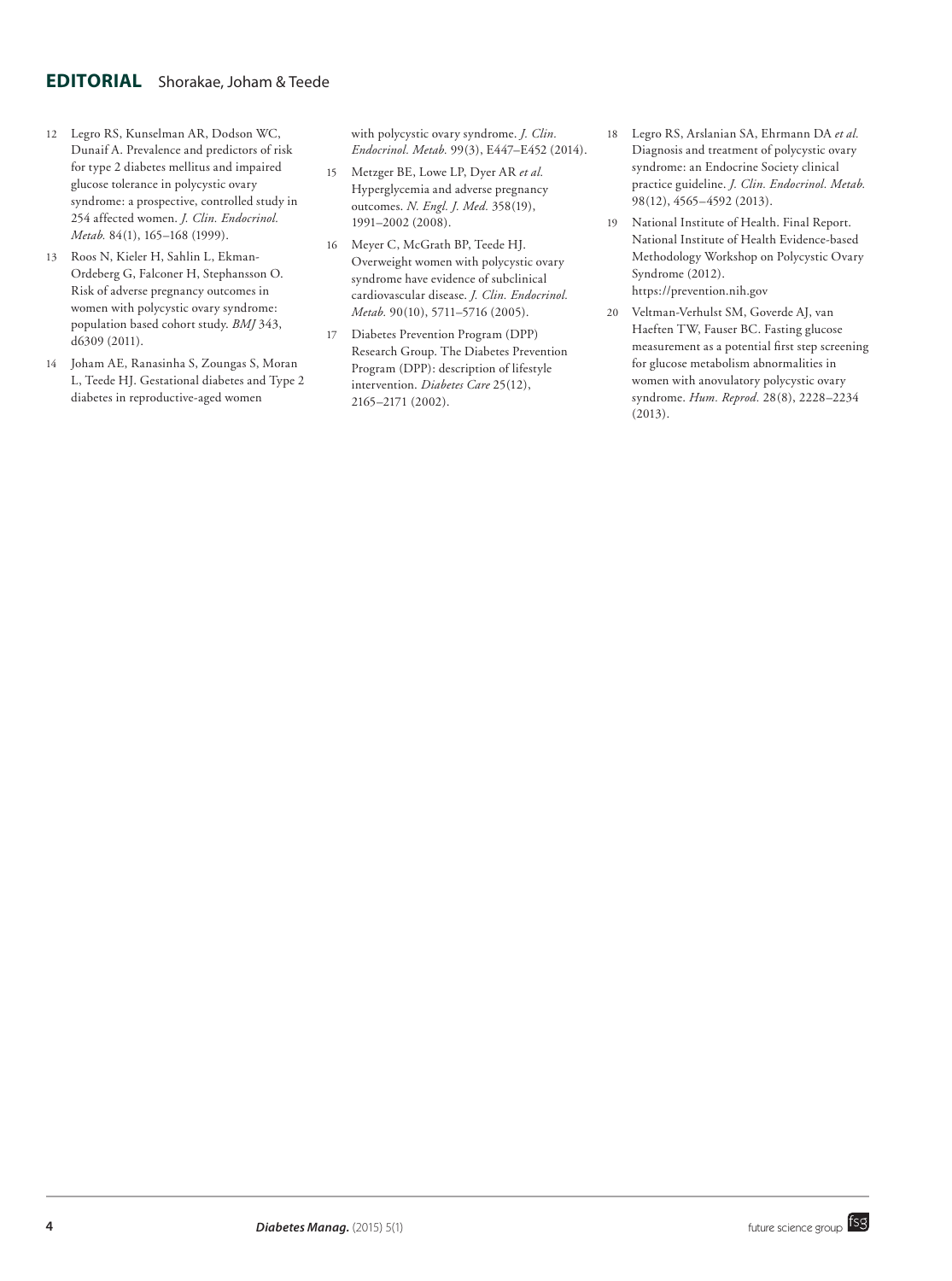12. Legro RS, Kunselman AR, Dodson WC, Dunaif A. Prevalence and predictors of risk for type 2 diabetes mellitus and impaired glucose tolerance in polycystic ovary syndrome: a prospective, controlled study in 254 affected women. *J. Clin. Endocrinol. Metab.* 84(1), 165–168 (1999).
13. Roos N, Kieler H, Sahlin L, Ekman-Ordeberg G, Falconer H, Stephansson O. Risk of adverse pregnancy outcomes in women with polycystic ovary syndrome: population based cohort study. *BMJ* 343, d6309 (2011).
14. Joham AE, Ranasinha S, Zoungas S, Moran L, Teede HJ. Gestational diabetes and Type 2 diabetes in reproductive-aged women with polycystic ovary syndrome. *J. Clin. Endocrinol. Metab.* 99(3), E447–E452 (2014).
15. Metzger BE, Lowe LP, Dyer AR *et al.* Hyperglycemia and adverse pregnancy outcomes. *N. Engl. J. Med.* 358(19), 1991–2002 (2008).
16. Meyer C, McGrath BP, Teede HJ. Overweight women with polycystic ovary syndrome have evidence of subclinical cardiovascular disease. *J. Clin. Endocrinol. Metab.* 90(10), 5711–5716 (2005).
17. Diabetes Prevention Program (DPP) Research Group. The Diabetes Prevention Program (DPP): description of lifestyle intervention. *Diabetes Care* 25(12), 2165–2171 (2002).
18. Legro RS, Arslanian SA, Ehrmann DA *et al.* Diagnosis and treatment of polycystic ovary syndrome: an Endocrine Society clinical practice guideline. *J. Clin. Endocrinol. Metab.* 98(12), 4565–4592 (2013).
19. National Institute of Health. Final Report. National Institute of Health Evidence-based Methodology Workshop on Polycystic Ovary Syndrome (2012). https://prevention.nih.gov
20. Veltman-Verhulst SM, Goverde AJ, van Haeften TW, Fauser BC. Fasting glucose measurement as a potential first step screening for glucose metabolism abnormalities in women with anovulatory polycystic ovary syndrome. *Hum. Reprod.* 28(8), 2228–2234 (2013).